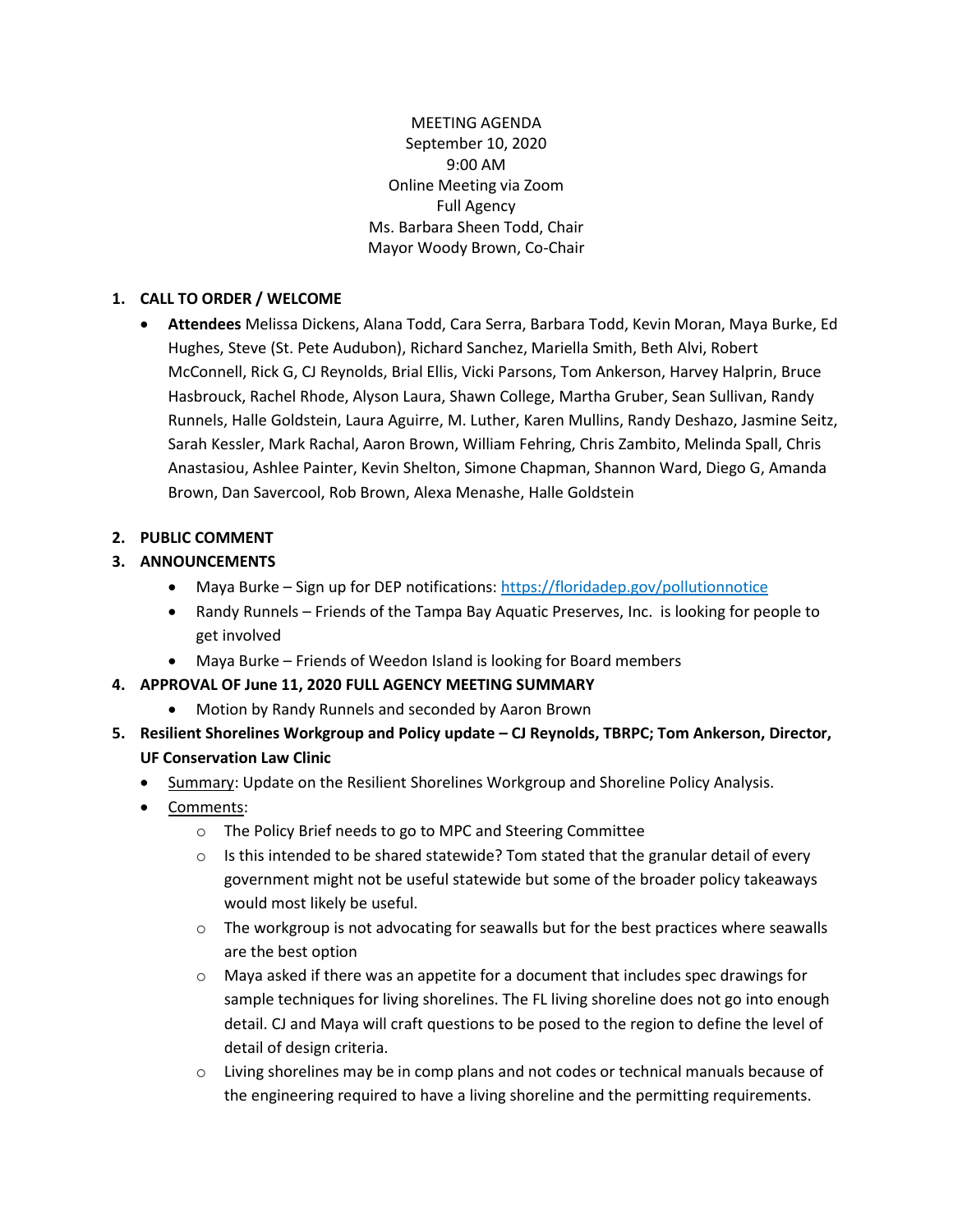MEETING AGENDA
September 10, 2020
9:00 AM
Online Meeting via Zoom
Full Agency
Ms. Barbara Sheen Todd, Chair
Mayor Woody Brown, Co-Chair

1. **CALL TO ORDER / WELCOME**
   - **Attendees** Melissa Dickens, Alana Todd, Cara Serra, Barbara Todd, Kevin Moran, Maya Burke, Ed Hughes, Steve (St. Pete Audubon), Richard Sanchez, Mariella Smith, Beth Alvi, Robert McConnell, Rick G, CJ Reynolds, Brial Ellis, Vicki Parsons, Tom Ankerson, Harvey Halprin, Bruce Hasbrouck, Rachel Rhode, Alyson Laura, Shawn College, Martha Gruber, Sean Sullivan, Randy Runnels, Halle Goldstein, Laura Aguirre, M. Luther, Karen Mullins, Randy Deshazo, Jasmine Seitz, Sarah Kessler, Mark Rachal, Aaron Brown, William Fehring, Chris Zambito, Melinda Spall, Chris Anastasiou, Ashlee Painter, Kevin Shelton, Simone Chapman, Shannon Ward, Diego G, Amanda Brown, Dan Savercool, Rob Brown, Alexa Menashe, Halle Goldstein

2. **PUBLIC COMMENT**

3. **ANNOUNCEMENTS**
   - Maya Burke – Sign up for DEP notifications: https://floridadep.gov/pollutionnotice
   - Randy Runnels – Friends of the Tampa Bay Aquatic Preserves, Inc. is looking for people to get involved
   - Maya Burke – Friends of Weedon Island is looking for Board members

4. **APPROVAL OF June 11, 2020 FULL AGENCY MEETING SUMMARY**
   - Motion by Randy Runnels and seconded by Aaron Brown

5. **Resilient Shorelines Workgroup and Policy update – CJ Reynolds, TBRPC; Tom Ankerson, Director, UF Conservation Law Clinic**
   - Summary: Update on the Resilient Shorelines Workgroup and Shoreline Policy Analysis.
   - Comments:
     - The Policy Brief needs to go to MPC and Steering Committee
     - Is this intended to be shared statewide? Tom stated that the granular detail of every government might not be useful statewide but some of the broader policy takeaways would most likely be useful.
     - The workgroup is not advocating for seawalls but for the best practices where seawalls are the best option
     - Maya asked if there was an appetite for a document that includes spec drawings for sample techniques for living shorelines. The FL living shoreline does not go into enough detail. CJ and Maya will craft questions to be posed to the region to define the level of detail of design criteria.
     - Living shorelines may be in comp plans and not codes or technical manuals because of the engineering required to have a living shoreline and the permitting requirements.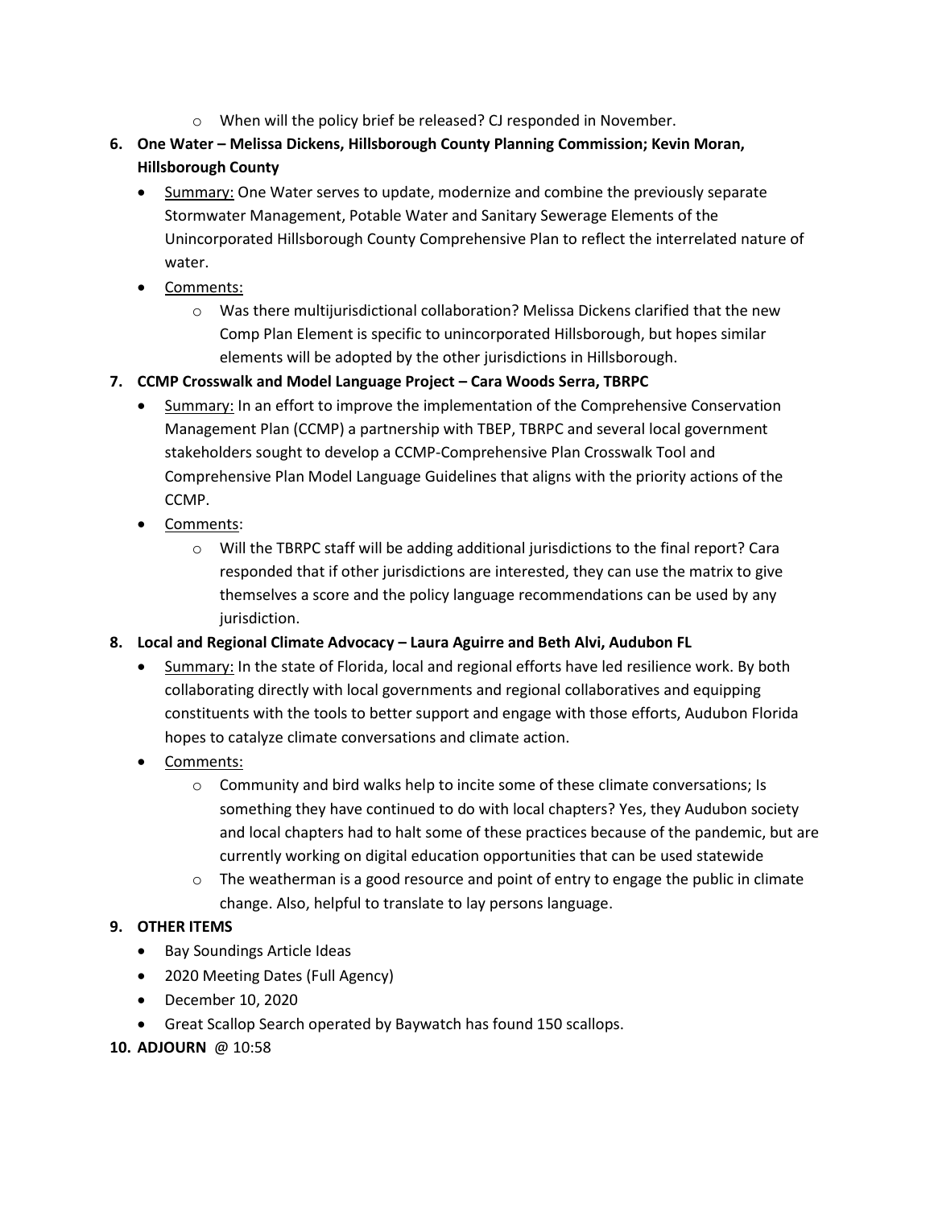- When will the policy brief be released? CJ responded in November.

6. **One Water – Melissa Dickens, Hillsborough County Planning Commission; Kevin Moran, Hillsborough County**
   - Summary: One Water serves to update, modernize and combine the previously separate Stormwater Management, Potable Water and Sanitary Sewerage Elements of the Unincorporated Hillsborough County Comprehensive Plan to reflect the interrelated nature of water.
   - Comments:
     - Was there multijurisdictional collaboration? Melissa Dickens clarified that the new Comp Plan Element is specific to unincorporated Hillsborough, but hopes similar elements will be adopted by the other jurisdictions in Hillsborough.

7. **CCMP Crosswalk and Model Language Project – Cara Woods Serra, TBRPC**
   - Summary: In an effort to improve the implementation of the Comprehensive Conservation Management Plan (CCMP) a partnership with TBEP, TBRPC and several local government stakeholders sought to develop a CCMP-Comprehensive Plan Crosswalk Tool and Comprehensive Plan Model Language Guidelines that aligns with the priority actions of the CCMP.
   - Comments:
     - Will the TBRPC staff will be adding additional jurisdictions to the final report? Cara responded that if other jurisdictions are interested, they can use the matrix to give themselves a score and the policy language recommendations can be used by any jurisdiction.

8. **Local and Regional Climate Advocacy – Laura Aguirre and Beth Alvi, Audubon FL**
   - Summary: In the state of Florida, local and regional efforts have led resilience work. By both collaborating directly with local governments and regional collaboratives and equipping constituents with the tools to better support and engage with those efforts, Audubon Florida hopes to catalyze climate conversations and climate action.
   - Comments:
     - Community and bird walks help to incite some of these climate conversations; Is something they have continued to do with local chapters? Yes, they Audubon society and local chapters had to halt some of these practices because of the pandemic, but are currently working on digital education opportunities that can be used statewide
     - The weatherman is a good resource and point of entry to engage the public in climate change. Also, helpful to translate to lay persons language.

9. **OTHER ITEMS**
   - Bay Soundings Article Ideas
   - 2020 Meeting Dates (Full Agency)
   - December 10, 2020
   - Great Scallop Search operated by Baywatch has found 150 scallops.

10. **ADJOURN** @ 10:58